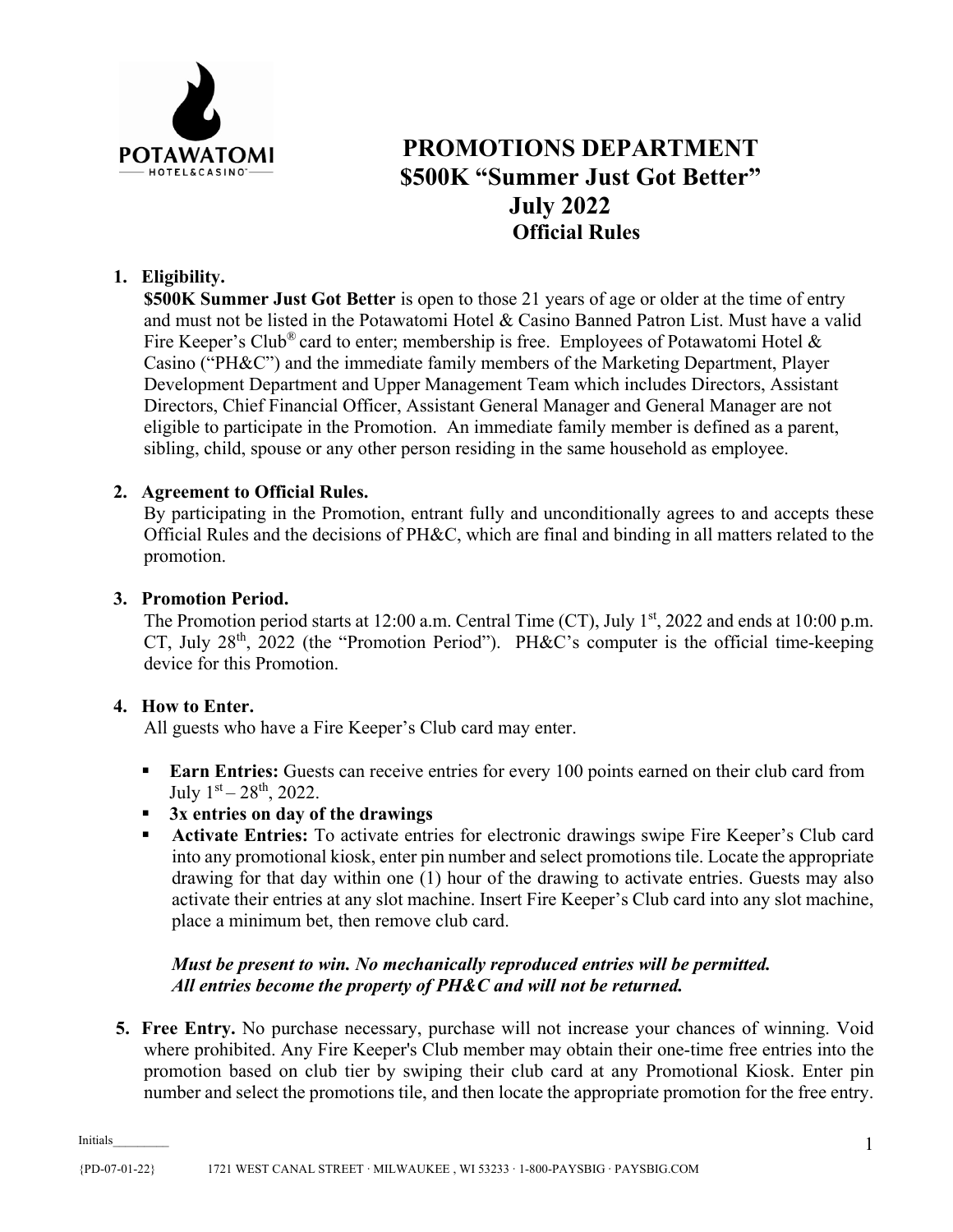# PROMOTIONS DEPARTMENT
# $500K "Summer Just Got Better"
# July 2022
## Official Rules

1. **Eligibility.**
   **$500K Summer Just Got Better** is open to those 21 years of age or older at the time of entry and must not be listed in the Potawatomi Hotel & Casino Banned Patron List. Must have a valid Fire Keeper's Club® card to enter; membership is free. Employees of Potawatomi Hotel & Casino ("PH&C") and the immediate family members of the Marketing Department, Player Development Department and Upper Management Team which includes Directors, Assistant Directors, Chief Financial Officer, Assistant General Manager and General Manager are not eligible to participate in the Promotion. An immediate family member is defined as a parent, sibling, child, spouse or any other person residing in the same household as employee.

2. **Agreement to Official Rules.**
   By participating in the Promotion, entrant fully and unconditionally agrees to and accepts these Official Rules and the decisions of PH&C, which are final and binding in all matters related to the promotion.

3. **Promotion Period.**
   The Promotion period starts at 12:00 a.m. Central Time (CT), July 1st, 2022 and ends at 10:00 p.m. CT, July 28th, 2022 (the "Promotion Period"). PH&C's computer is the official time-keeping device for this Promotion.

4. **How to Enter.**
   All guests who have a Fire Keeper's Club card may enter.

   - **Earn Entries:** Guests can receive entries for every 100 points earned on their club card from July 1st – 28th, 2022.
   - **3x entries on day of the drawings**
   - **Activate Entries:** To activate entries for electronic drawings swipe Fire Keeper's Club card into any promotional kiosk, enter pin number and select promotions tile. Locate the appropriate drawing for that day within one (1) hour of the drawing to activate entries. Guests may also activate their entries at any slot machine. Insert Fire Keeper's Club card into any slot machine, place a minimum bet, then remove club card.

   ***Must be present to win. No mechanically reproduced entries will be permitted. All entries become the property of PH&C and will not be returned.***

5. **Free Entry.** No purchase necessary, purchase will not increase your chances of winning. Void where prohibited. Any Fire Keeper's Club member may obtain their one-time free entries into the promotion based on club tier by swiping their club card at any Promotional Kiosk. Enter pin number and select the promotions tile, and then locate the appropriate promotion for the free entry.

Initials________

{PD-07-01-22} 1721 WEST CANAL STREET · MILWAUKEE , WI 53233 · 1-800-PAYSBIG · PAYSBIG.COM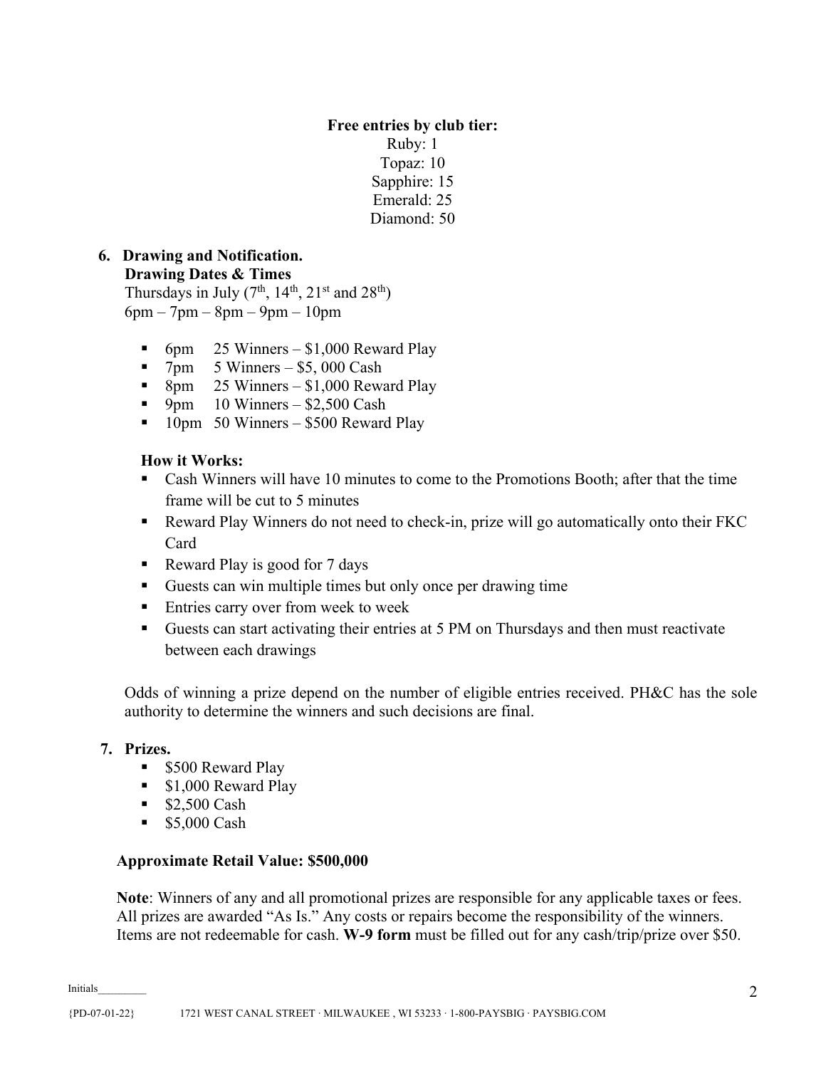**Free entries by club tier:**
Ruby: 1
Topaz: 10
Sapphire: 15
Emerald: 25
Diamond: 50

**6. Drawing and Notification.**

**Drawing Dates & Times**

Thursdays in July (7th, 14th, 21st and 28th)
6pm – 7pm – 8pm – 9pm – 10pm

- 6pm 25 Winners – $1,000 Reward Play
- 7pm 5 Winners – $5, 000 Cash
- 8pm 25 Winners – $1,000 Reward Play
- 9pm 10 Winners – $2,500 Cash
- 10pm 50 Winners – $500 Reward Play

**How it Works:**

- Cash Winners will have 10 minutes to come to the Promotions Booth; after that the time frame will be cut to 5 minutes
- Reward Play Winners do not need to check-in, prize will go automatically onto their FKC Card
- Reward Play is good for 7 days
- Guests can win multiple times but only once per drawing time
- Entries carry over from week to week
- Guests can start activating their entries at 5 PM on Thursdays and then must reactivate between each drawings

Odds of winning a prize depend on the number of eligible entries received. PH&C has the sole authority to determine the winners and such decisions are final.

**7. Prizes.**

- $500 Reward Play
- $1,000 Reward Play
- $2,500 Cash
- $5,000 Cash

**Approximate Retail Value: $500,000**

**Note**: Winners of any and all promotional prizes are responsible for any applicable taxes or fees. All prizes are awarded "As Is." Any costs or repairs become the responsibility of the winners. Items are not redeemable for cash. **W-9 form** must be filled out for any cash/trip/prize over $50.

Initials________

{PD-07-01-22} 1721 WEST CANAL STREET · MILWAUKEE , WI 53233 · 1-800-PAYSBIG · PAYSBIG.COM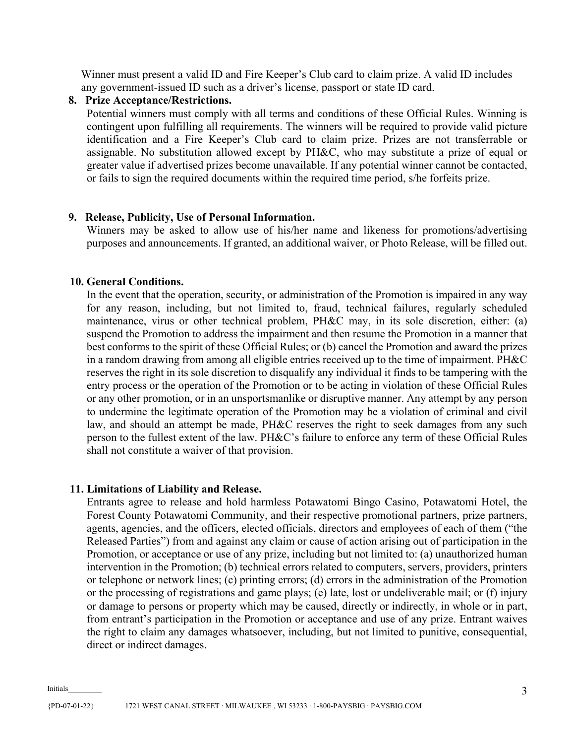Winner must present a valid ID and Fire Keeper's Club card to claim prize. A valid ID includes any government-issued ID such as a driver's license, passport or state ID card.

**8. Prize Acceptance/Restrictions.**

Potential winners must comply with all terms and conditions of these Official Rules. Winning is contingent upon fulfilling all requirements. The winners will be required to provide valid picture identification and a Fire Keeper's Club card to claim prize. Prizes are not transferrable or assignable. No substitution allowed except by PH&C, who may substitute a prize of equal or greater value if advertised prizes become unavailable. If any potential winner cannot be contacted, or fails to sign the required documents within the required time period, s/he forfeits prize.

**9. Release, Publicity, Use of Personal Information.**

Winners may be asked to allow use of his/her name and likeness for promotions/advertising purposes and announcements. If granted, an additional waiver, or Photo Release, will be filled out.

**10. General Conditions.**

In the event that the operation, security, or administration of the Promotion is impaired in any way for any reason, including, but not limited to, fraud, technical failures, regularly scheduled maintenance, virus or other technical problem, PH&C may, in its sole discretion, either: (a) suspend the Promotion to address the impairment and then resume the Promotion in a manner that best conforms to the spirit of these Official Rules; or (b) cancel the Promotion and award the prizes in a random drawing from among all eligible entries received up to the time of impairment. PH&C reserves the right in its sole discretion to disqualify any individual it finds to be tampering with the entry process or the operation of the Promotion or to be acting in violation of these Official Rules or any other promotion, or in an unsportsmanlike or disruptive manner. Any attempt by any person to undermine the legitimate operation of the Promotion may be a violation of criminal and civil law, and should an attempt be made, PH&C reserves the right to seek damages from any such person to the fullest extent of the law. PH&C's failure to enforce any term of these Official Rules shall not constitute a waiver of that provision.

**11. Limitations of Liability and Release.**

Entrants agree to release and hold harmless Potawatomi Bingo Casino, Potawatomi Hotel, the Forest County Potawatomi Community, and their respective promotional partners, prize partners, agents, agencies, and the officers, elected officials, directors and employees of each of them ("the Released Parties") from and against any claim or cause of action arising out of participation in the Promotion, or acceptance or use of any prize, including but not limited to: (a) unauthorized human intervention in the Promotion; (b) technical errors related to computers, servers, providers, printers or telephone or network lines; (c) printing errors; (d) errors in the administration of the Promotion or the processing of registrations and game plays; (e) late, lost or undeliverable mail; or (f) injury or damage to persons or property which may be caused, directly or indirectly, in whole or in part, from entrant's participation in the Promotion or acceptance and use of any prize. Entrant waives the right to claim any damages whatsoever, including, but not limited to punitive, consequential, direct or indirect damages.

Initials________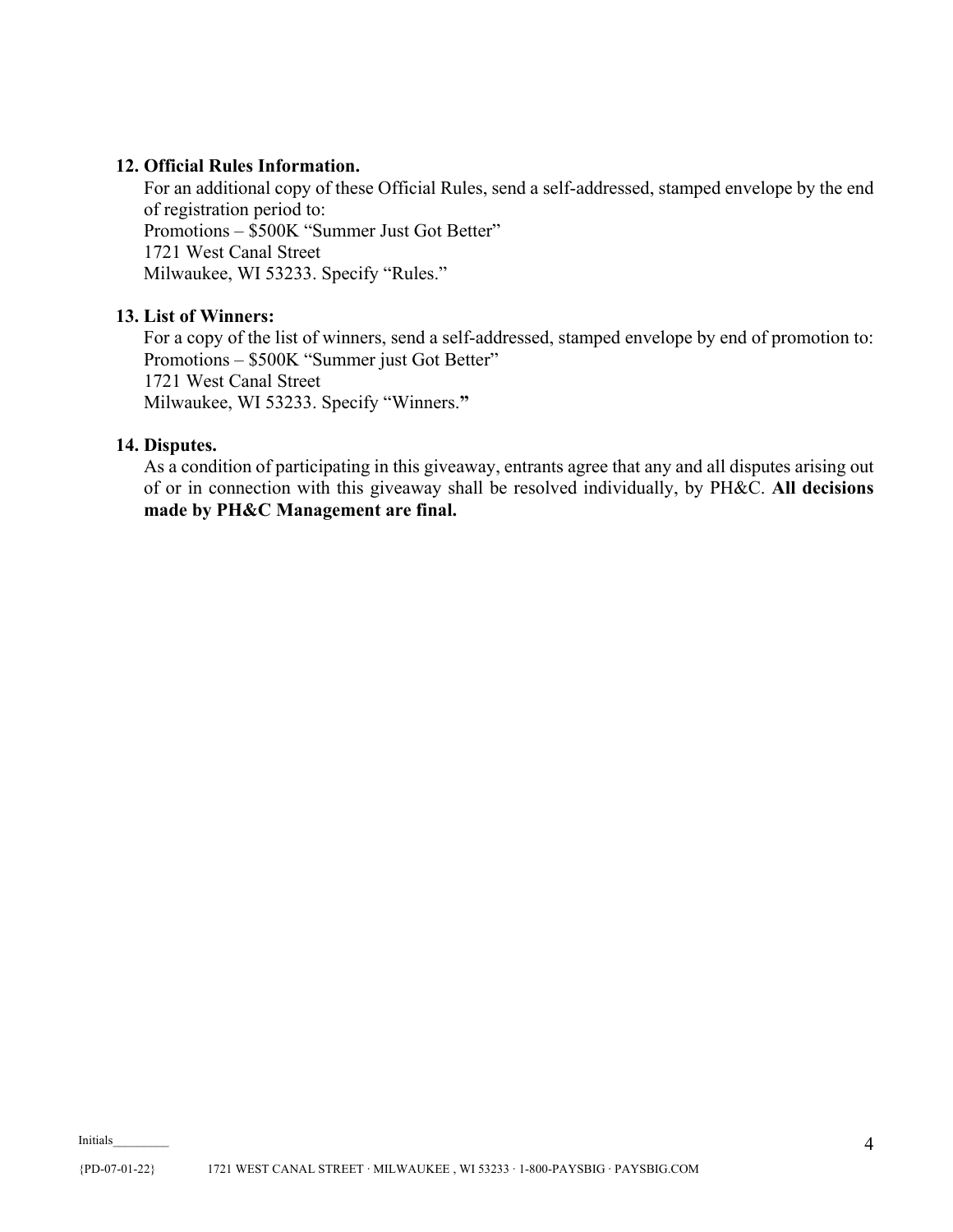**12. Official Rules Information.**

For an additional copy of these Official Rules, send a self-addressed, stamped envelope by the end of registration period to:
Promotions – $500K "Summer Just Got Better"
1721 West Canal Street
Milwaukee, WI 53233. Specify "Rules."

**13. List of Winners:**

For a copy of the list of winners, send a self-addressed, stamped envelope by end of promotion to:
Promotions – $500K "Summer just Got Better"
1721 West Canal Street
Milwaukee, WI 53233. Specify "Winners."

**14. Disputes.**

As a condition of participating in this giveaway, entrants agree that any and all disputes arising out of or in connection with this giveaway shall be resolved individually, by PH&C. **All decisions made by PH&C Management are final.**

Initials________

{PD-07-01-22} 1721 WEST CANAL STREET · MILWAUKEE , WI 53233 · 1-800-PAYSBIG · PAYSBIG.COM